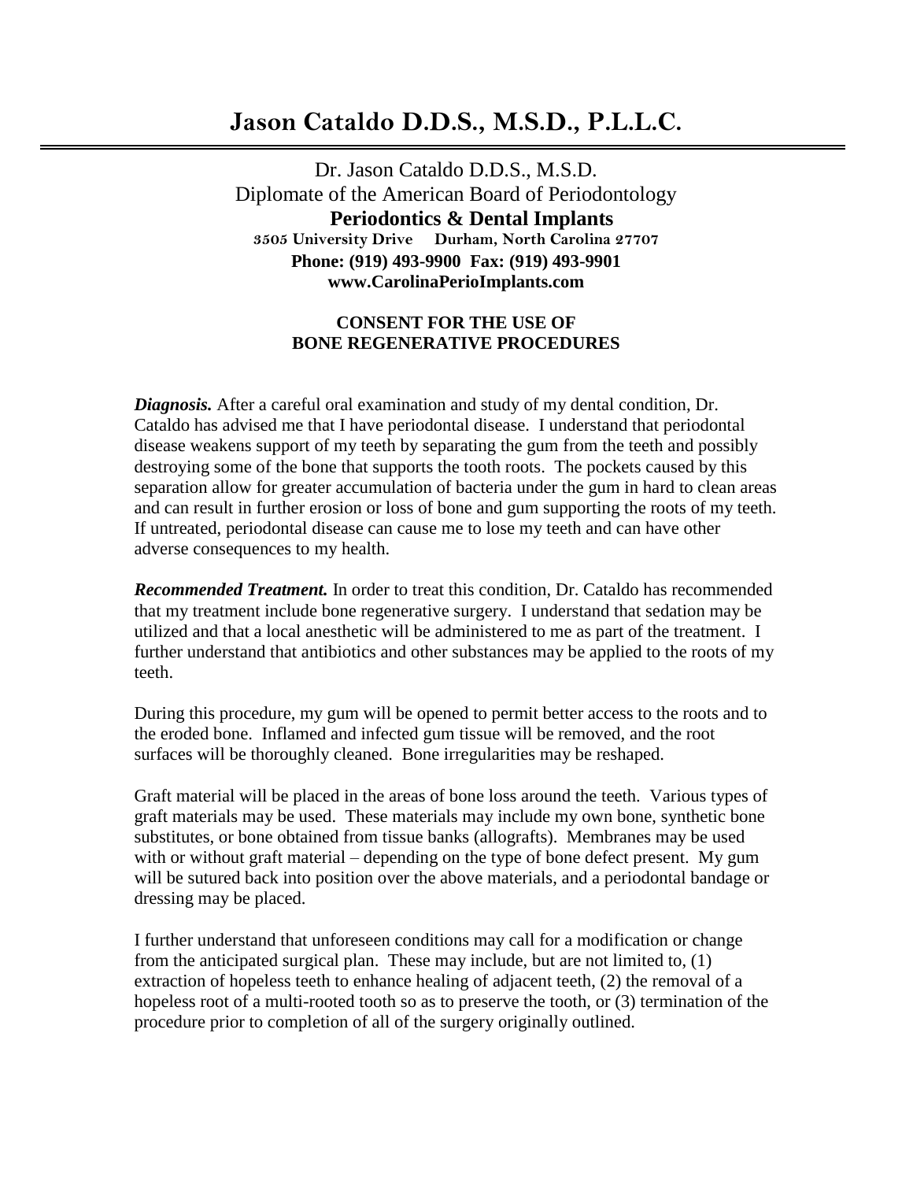# Jason Cataldo D.D.S., M.S.D., P.L.L.C.

Dr. Jason Cataldo D.D.S., M.S.D.
Diplomate of the American Board of Periodontology
**Periodontics & Dental Implants**
3505 University Drive Durham, North Carolina 27707
**Phone: (919) 493-9900 Fax: (919) 493-9901**
**www.CarolinaPerioImplants.com**

## CONSENT FOR THE USE OF BONE REGENERATIVE PROCEDURES

***Diagnosis.*** After a careful oral examination and study of my dental condition, Dr. Cataldo has advised me that I have periodontal disease. I understand that periodontal disease weakens support of my teeth by separating the gum from the teeth and possibly destroying some of the bone that supports the tooth roots. The pockets caused by this separation allow for greater accumulation of bacteria under the gum in hard to clean areas and can result in further erosion or loss of bone and gum supporting the roots of my teeth. If untreated, periodontal disease can cause me to lose my teeth and can have other adverse consequences to my health.

***Recommended Treatment.*** In order to treat this condition, Dr. Cataldo has recommended that my treatment include bone regenerative surgery. I understand that sedation may be utilized and that a local anesthetic will be administered to me as part of the treatment. I further understand that antibiotics and other substances may be applied to the roots of my teeth.

During this procedure, my gum will be opened to permit better access to the roots and to the eroded bone. Inflamed and infected gum tissue will be removed, and the root surfaces will be thoroughly cleaned. Bone irregularities may be reshaped.

Graft material will be placed in the areas of bone loss around the teeth. Various types of graft materials may be used. These materials may include my own bone, synthetic bone substitutes, or bone obtained from tissue banks (allografts). Membranes may be used with or without graft material – depending on the type of bone defect present. My gum will be sutured back into position over the above materials, and a periodontal bandage or dressing may be placed.

I further understand that unforeseen conditions may call for a modification or change from the anticipated surgical plan. These may include, but are not limited to, (1) extraction of hopeless teeth to enhance healing of adjacent teeth, (2) the removal of a hopeless root of a multi-rooted tooth so as to preserve the tooth, or (3) termination of the procedure prior to completion of all of the surgery originally outlined.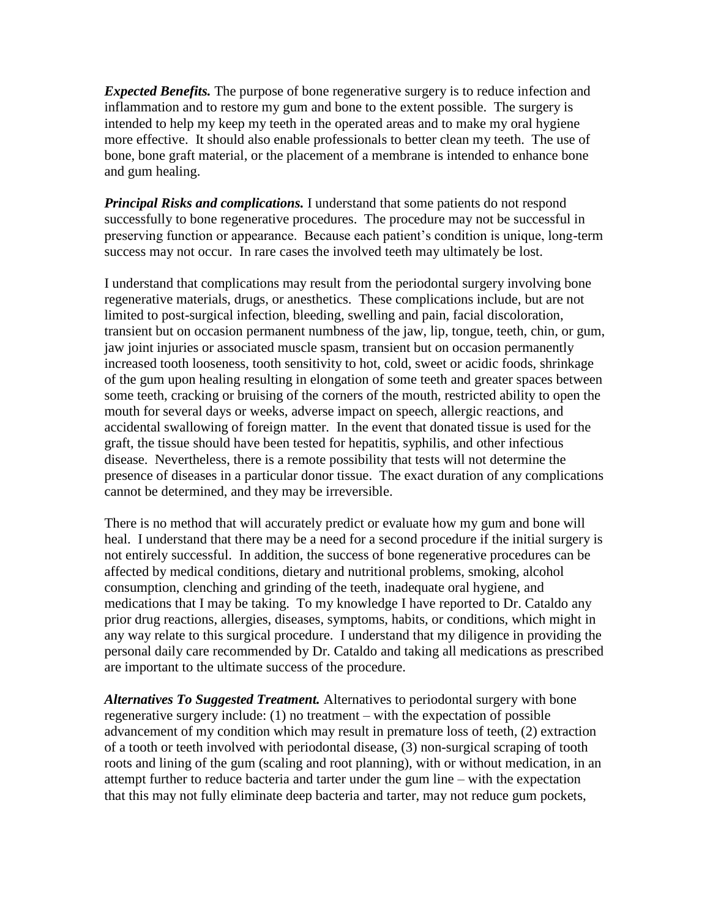***Expected Benefits.*** The purpose of bone regenerative surgery is to reduce infection and inflammation and to restore my gum and bone to the extent possible. The surgery is intended to help my keep my teeth in the operated areas and to make my oral hygiene more effective. It should also enable professionals to better clean my teeth. The use of bone, bone graft material, or the placement of a membrane is intended to enhance bone and gum healing.

***Principal Risks and complications.*** I understand that some patients do not respond successfully to bone regenerative procedures. The procedure may not be successful in preserving function or appearance. Because each patient's condition is unique, long-term success may not occur. In rare cases the involved teeth may ultimately be lost.

I understand that complications may result from the periodontal surgery involving bone regenerative materials, drugs, or anesthetics. These complications include, but are not limited to post-surgical infection, bleeding, swelling and pain, facial discoloration, transient but on occasion permanent numbness of the jaw, lip, tongue, teeth, chin, or gum, jaw joint injuries or associated muscle spasm, transient but on occasion permanently increased tooth looseness, tooth sensitivity to hot, cold, sweet or acidic foods, shrinkage of the gum upon healing resulting in elongation of some teeth and greater spaces between some teeth, cracking or bruising of the corners of the mouth, restricted ability to open the mouth for several days or weeks, adverse impact on speech, allergic reactions, and accidental swallowing of foreign matter. In the event that donated tissue is used for the graft, the tissue should have been tested for hepatitis, syphilis, and other infectious disease. Nevertheless, there is a remote possibility that tests will not determine the presence of diseases in a particular donor tissue. The exact duration of any complications cannot be determined, and they may be irreversible.

There is no method that will accurately predict or evaluate how my gum and bone will heal. I understand that there may be a need for a second procedure if the initial surgery is not entirely successful. In addition, the success of bone regenerative procedures can be affected by medical conditions, dietary and nutritional problems, smoking, alcohol consumption, clenching and grinding of the teeth, inadequate oral hygiene, and medications that I may be taking. To my knowledge I have reported to Dr. Cataldo any prior drug reactions, allergies, diseases, symptoms, habits, or conditions, which might in any way relate to this surgical procedure. I understand that my diligence in providing the personal daily care recommended by Dr. Cataldo and taking all medications as prescribed are important to the ultimate success of the procedure.

***Alternatives To Suggested Treatment.*** Alternatives to periodontal surgery with bone regenerative surgery include: (1) no treatment – with the expectation of possible advancement of my condition which may result in premature loss of teeth, (2) extraction of a tooth or teeth involved with periodontal disease, (3) non-surgical scraping of tooth roots and lining of the gum (scaling and root planning), with or without medication, in an attempt further to reduce bacteria and tarter under the gum line – with the expectation that this may not fully eliminate deep bacteria and tarter, may not reduce gum pockets,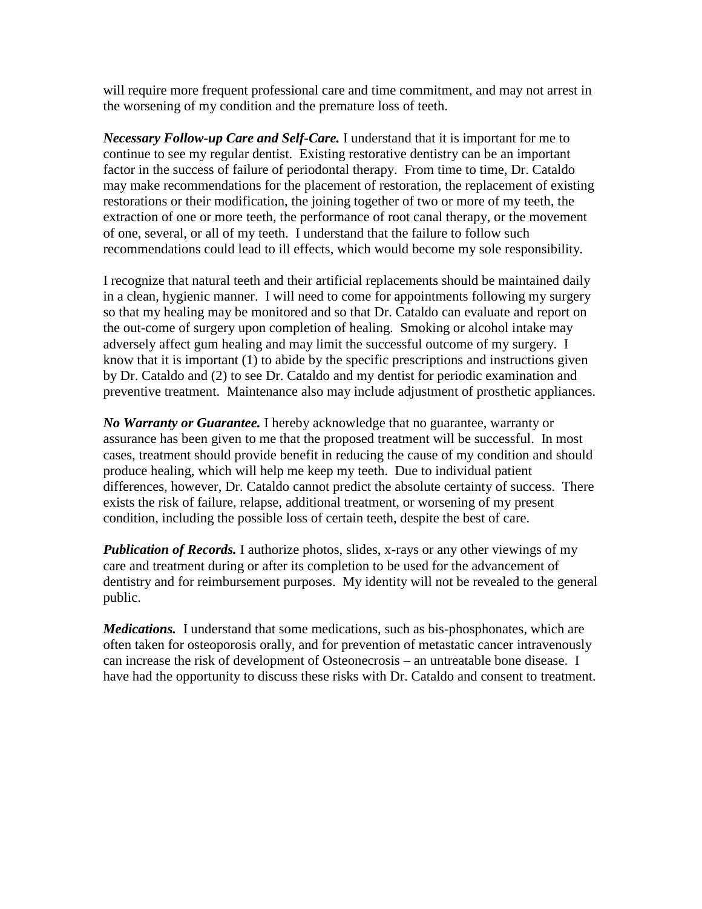will require more frequent professional care and time commitment, and may not arrest in the worsening of my condition and the premature loss of teeth.

***Necessary Follow-up Care and Self-Care.*** I understand that it is important for me to continue to see my regular dentist. Existing restorative dentistry can be an important factor in the success of failure of periodontal therapy. From time to time, Dr. Cataldo may make recommendations for the placement of restoration, the replacement of existing restorations or their modification, the joining together of two or more of my teeth, the extraction of one or more teeth, the performance of root canal therapy, or the movement of one, several, or all of my teeth. I understand that the failure to follow such recommendations could lead to ill effects, which would become my sole responsibility.

I recognize that natural teeth and their artificial replacements should be maintained daily in a clean, hygienic manner. I will need to come for appointments following my surgery so that my healing may be monitored and so that Dr. Cataldo can evaluate and report on the out-come of surgery upon completion of healing. Smoking or alcohol intake may adversely affect gum healing and may limit the successful outcome of my surgery. I know that it is important (1) to abide by the specific prescriptions and instructions given by Dr. Cataldo and (2) to see Dr. Cataldo and my dentist for periodic examination and preventive treatment. Maintenance also may include adjustment of prosthetic appliances.

***No Warranty or Guarantee.*** I hereby acknowledge that no guarantee, warranty or assurance has been given to me that the proposed treatment will be successful. In most cases, treatment should provide benefit in reducing the cause of my condition and should produce healing, which will help me keep my teeth. Due to individual patient differences, however, Dr. Cataldo cannot predict the absolute certainty of success. There exists the risk of failure, relapse, additional treatment, or worsening of my present condition, including the possible loss of certain teeth, despite the best of care.

***Publication of Records.*** I authorize photos, slides, x-rays or any other viewings of my care and treatment during or after its completion to be used for the advancement of dentistry and for reimbursement purposes. My identity will not be revealed to the general public.

***Medications.*** I understand that some medications, such as bis-phosphonates, which are often taken for osteoporosis orally, and for prevention of metastatic cancer intravenously can increase the risk of development of Osteonecrosis – an untreatable bone disease. I have had the opportunity to discuss these risks with Dr. Cataldo and consent to treatment.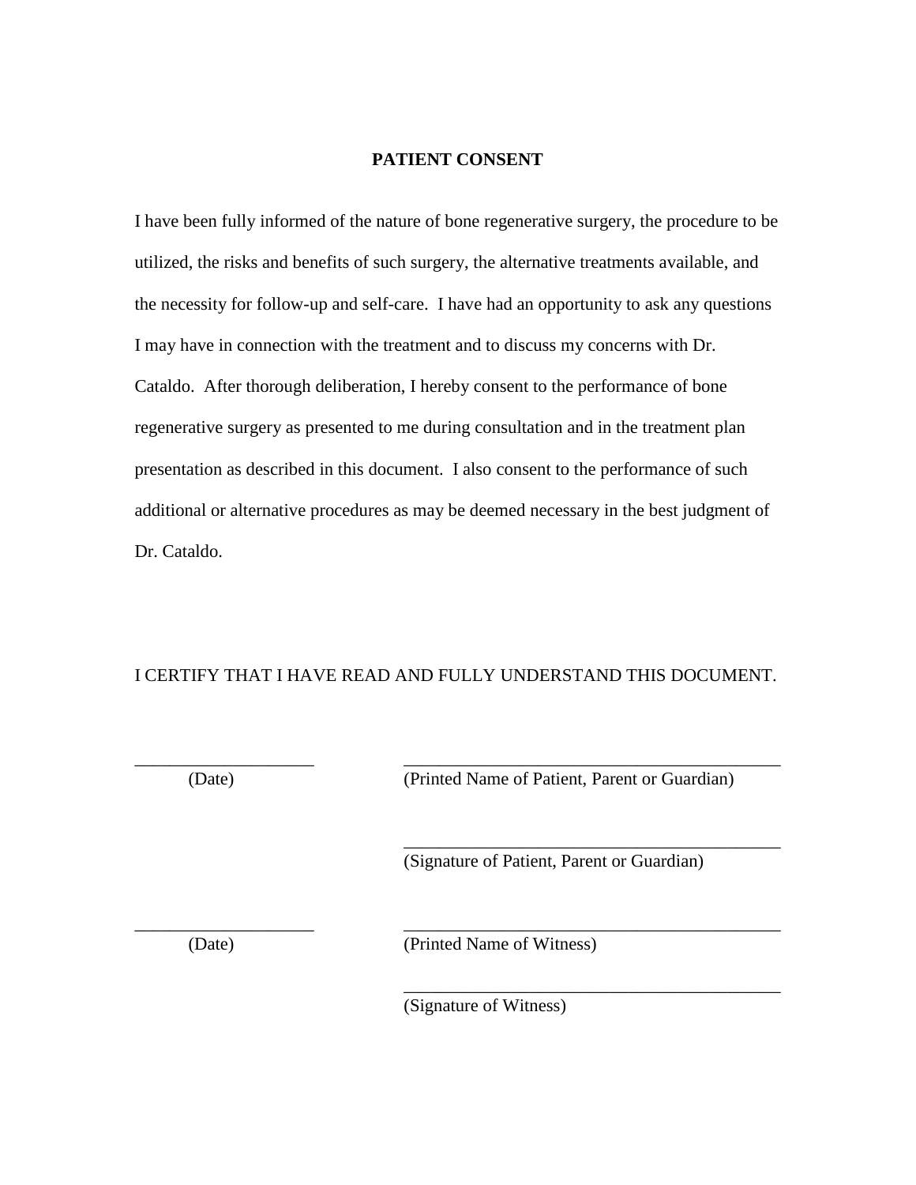## PATIENT CONSENT

I have been fully informed of the nature of bone regenerative surgery, the procedure to be utilized, the risks and benefits of such surgery, the alternative treatments available, and the necessity for follow-up and self-care. I have had an opportunity to ask any questions I may have in connection with the treatment and to discuss my concerns with Dr. Cataldo. After thorough deliberation, I hereby consent to the performance of bone regenerative surgery as presented to me during consultation and in the treatment plan presentation as described in this document. I also consent to the performance of such additional or alternative procedures as may be deemed necessary in the best judgment of Dr. Cataldo.

I CERTIFY THAT I HAVE READ AND FULLY UNDERSTAND THIS DOCUMENT.

| | |
|---|---|
| ____________________ | ____________________________________________ |
| (Date) | (Printed Name of Patient, Parent or Guardian) |
| | ____________________________________________ |
| | (Signature of Patient, Parent or Guardian) |
| ____________________ | ____________________________________________ |
| (Date) | (Printed Name of Witness) |
| | ____________________________________________ |
| | (Signature of Witness) |